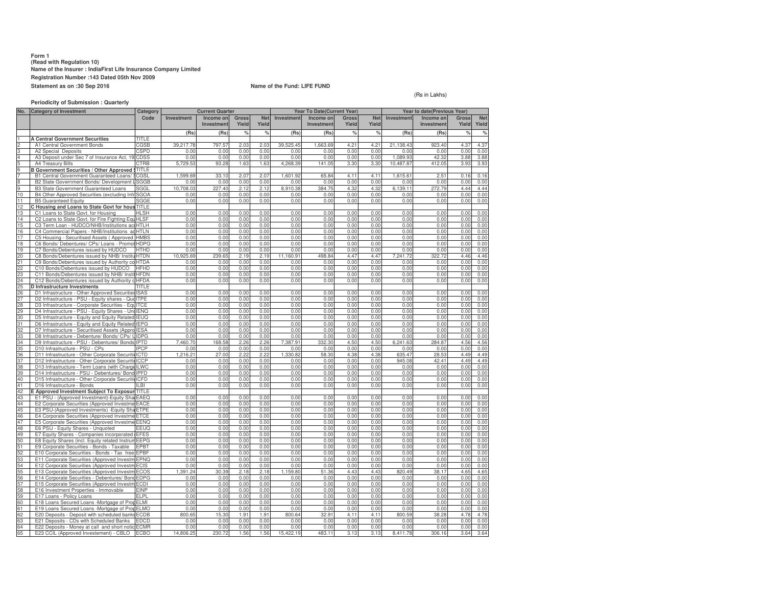**Form 1**
**(Read with Regulation 10)**
**Name of the Insurer : IndiaFirst Life Insurance Company Limited**
**Registration Number :143 Dated 05th Nov 2009**
**Statement as on :30 Sep 2016**

**Name of the Fund: LIFE FUND**

(Rs in Lakhs)

**Periodicity of Submission : Quarterly**

| No. | Category of Investment | Category Code | Current Quarter | | | | Year To Date(Current Year) | | | | Year to date(Previous Year) | | | |
|---|---|---|---|---|---|---|---|---|---|---|---|---|---|---|
| | | | Investment | Income on Investment | Gross Yield | Net Yield | Investment | Income on Investment | Gross Yield | Net Yield | Investment | Income on Investment | Gross Yield | Net Yield |
| | | | (Rs) | (Rs) | % | % | (Rs) | (Rs) | % | % | (Rs) | (Rs) | % | % |
| 1 | **A Central Government Securities** | TITLE | | | | | | | | | | | | |
| 2 | A1 Central Government Bonds | CGSB | 39,217.78 | 797.57 | 2.03 | 2.03 | 39,525.45 | 1,663.69 | 4.21 | 4.21 | 21,138.43 | 923.40 | 4.37 | 4.37 |
| 3 | A2 Special Deposits | CSPD | 0.00 | 0.00 | 0.00 | 0.00 | 0.00 | 0.00 | 0.00 | 0.00 | 0.00 | 0.00 | 0.00 | 0.00 |
| 4 | A3 Deposit under Sec 7 of Insurance Act, 19 | CDSS | 0.00 | 0.00 | 0.00 | 0.00 | 0.00 | 0.00 | 0.00 | 0.00 | 1,089.93 | 42.32 | 3.88 | 3.88 |
| 5 | A4 Treasury Bills | CTRB | 5,729.53 | 93.28 | 1.63 | 1.63 | 4,268.39 | 141.05 | 3.30 | 3.30 | 10,487.87 | 412.05 | 3.93 | 3.93 |
| 6 | **B Government Securities / Other Approved S** | TITLE | | | | | | | | | | | | |
| 7 | B1 Central Government Guaranteed Loans/ S | CGSL | 1,599.69 | 33.10 | 2.07 | 2.07 | 1,601.92 | 65.84 | 4.11 | 4.11 | 1,615.61 | 2.51 | 0.16 | 0.16 |
| 8 | B2 State Government Bonds/ Development L | SGGB | 0.00 | 0.00 | 0.00 | 0.00 | 0.00 | 0.00 | 0.00 | 0.00 | 0.00 | 0.00 | 0.00 | 0.00 |
| 9 | B3 State Government Guaranteed Loans | SGGL | 10,708.03 | 227.40 | 2.12 | 2.12 | 8,910.38 | 384.75 | 4.32 | 4.32 | 6,139.11 | 272.79 | 4.44 | 4.44 |
| 10 | B4 Other Approved Securities (excluding Infr | SGOA | 0.00 | 0.00 | 0.00 | 0.00 | 0.00 | 0.00 | 0.00 | 0.00 | 0.00 | 0.00 | 0.00 | 0.00 |
| 11 | B5 Guaranteed Equity | SGGE | 0.00 | 0.00 | 0.00 | 0.00 | 0.00 | 0.00 | 0.00 | 0.00 | 0.00 | 0.00 | 0.00 | 0.00 |
| 12 | **C Housing and Loans to State Govt for hous** | TITLE | | | | | | | | | | | | |
| 13 | C1 Loans to State Govt. for Housing | HLSH | 0.00 | 0.00 | 0.00 | 0.00 | 0.00 | 0.00 | 0.00 | 0.00 | 0.00 | 0.00 | 0.00 | 0.00 |
| 14 | C2 Loans to State Govt. for Fire Fighting Equ | HLSF | 0.00 | 0.00 | 0.00 | 0.00 | 0.00 | 0.00 | 0.00 | 0.00 | 0.00 | 0.00 | 0.00 | 0.00 |
| 15 | C3 Term Loan - HUDCO/NHB/Institutions ac | HTLH | 0.00 | 0.00 | 0.00 | 0.00 | 0.00 | 0.00 | 0.00 | 0.00 | 0.00 | 0.00 | 0.00 | 0.00 |
| 16 | C4 Commercial Papers - NHB/Institutions ac | HTLN | 0.00 | 0.00 | 0.00 | 0.00 | 0.00 | 0.00 | 0.00 | 0.00 | 0.00 | 0.00 | 0.00 | 0.00 |
| 17 | C5 Housing - Securitised Assets ( Approved | HMBS | 0.00 | 0.00 | 0.00 | 0.00 | 0.00 | 0.00 | 0.00 | 0.00 | 0.00 | 0.00 | 0.00 | 0.00 |
| 18 | C6 Bonds/ Debentures/ CPs/ Loans - Promot | HDPG | 0.00 | 0.00 | 0.00 | 0.00 | 0.00 | 0.00 | 0.00 | 0.00 | 0.00 | 0.00 | 0.00 | 0.00 |
| 19 | C7 Bonds/Debentures issued by HUDCO | HTHD | 0.00 | 0.00 | 0.00 | 0.00 | 0.00 | 0.00 | 0.00 | 0.00 | 0.00 | 0.00 | 0.00 | 0.00 |
| 20 | C8 Bonds/Debentures issued by NHB/ Institu | HTDN | 10,925.69 | 239.65 | 2.19 | 2.19 | 11,160.91 | 498.84 | 4.47 | 4.47 | 7,241.72 | 322.72 | 4.46 | 4.46 |
| 21 | C9 Bonds/Debentures issued by Authority co | HTDA | 0.00 | 0.00 | 0.00 | 0.00 | 0.00 | 0.00 | 0.00 | 0.00 | 0.00 | 0.00 | 0.00 | 0.00 |
| 22 | C10 Bonds/Debentures issued by HUDCO | HFHD | 0.00 | 0.00 | 0.00 | 0.00 | 0.00 | 0.00 | 0.00 | 0.00 | 0.00 | 0.00 | 0.00 | 0.00 |
| 23 | C11 Bonds/Debentures issued by NHB/ Instit | HFDN | 0.00 | 0.00 | 0.00 | 0.00 | 0.00 | 0.00 | 0.00 | 0.00 | 0.00 | 0.00 | 0.00 | 0.00 |
| 24 | C12 Bonds/Debentures issued by Authority c | HFDA | 0.00 | 0.00 | 0.00 | 0.00 | 0.00 | 0.00 | 0.00 | 0.00 | 0.00 | 0.00 | 0.00 | 0.00 |
| 25 | **D Infrastructure Investments** | TITLE | | | | | | | | | | | | |
| 26 | D1 Infrastructure - Other Approved Securities | ISAS | 0.00 | 0.00 | 0.00 | 0.00 | 0.00 | 0.00 | 0.00 | 0.00 | 0.00 | 0.00 | 0.00 | 0.00 |
| 27 | D2 Infrastructure - PSU - Equity shares - Quo | ITPE | 0.00 | 0.00 | 0.00 | 0.00 | 0.00 | 0.00 | 0.00 | 0.00 | 0.00 | 0.00 | 0.00 | 0.00 |
| 28 | D3 Infrastructure - Corporate Securities - Equ | ITCE | 0.00 | 0.00 | 0.00 | 0.00 | 0.00 | 0.00 | 0.00 | 0.00 | 0.00 | 0.00 | 0.00 | 0.00 |
| 29 | D4 Infrastructure - PSU - Equity Shares - Unq | IENQ | 0.00 | 0.00 | 0.00 | 0.00 | 0.00 | 0.00 | 0.00 | 0.00 | 0.00 | 0.00 | 0.00 | 0.00 |
| 30 | D5 Infrastructure - Equity and Equity Related | IEUQ | 0.00 | 0.00 | 0.00 | 0.00 | 0.00 | 0.00 | 0.00 | 0.00 | 0.00 | 0.00 | 0.00 | 0.00 |
| 31 | D6 Infrastructure - Equity and Equity Related | IEPG | 0.00 | 0.00 | 0.00 | 0.00 | 0.00 | 0.00 | 0.00 | 0.00 | 0.00 | 0.00 | 0.00 | 0.00 |
| 32 | D7 Infrastructure - Securitised Assets (Appro | IESA | 0.00 | 0.00 | 0.00 | 0.00 | 0.00 | 0.00 | 0.00 | 0.00 | 0.00 | 0.00 | 0.00 | 0.00 |
| 33 | D8 Infrastructure - Debenture/ Bonds/ CPs/ L | IDPG | 0.00 | 0.00 | 0.00 | 0.00 | 0.00 | 0.00 | 0.00 | 0.00 | 0.00 | 0.00 | 0.00 | 0.00 |
| 34 | D9 Infrastructure - PSU - Debentures/ Bonds | IPTD | 7,460.70 | 168.58 | 2.26 | 2.26 | 7,387.91 | 332.30 | 4.50 | 4.50 | 6,241.63 | 284.87 | 4.56 | 4.56 |
| 35 | D10 Infrastructure - PSU - CPs | IPCP | 0.00 | 0.00 | 0.00 | 0.00 | 0.00 | 0.00 | 0.00 | 0.00 | 0.00 | 0.00 | 0.00 | 0.00 |
| 36 | D11 Infrastructure - Other Corporate Securiti | ICTD | 1,216.21 | 27.00 | 2.22 | 2.22 | 1,330.82 | 58.30 | 4.38 | 4.38 | 635.47 | 28.53 | 4.49 | 4.49 |
| 37 | D12 Infrastructure - Other Corporate Securiti | ICCP | 0.00 | 0.00 | 0.00 | 0.00 | 0.00 | 0.00 | 0.00 | 0.00 | 945.08 | 42.41 | 4.49 | 4.49 |
| 38 | D13 Infrastructure - Term Loans (with Charge | ILWC | 0.00 | 0.00 | 0.00 | 0.00 | 0.00 | 0.00 | 0.00 | 0.00 | 0.00 | 0.00 | 0.00 | 0.00 |
| 39 | D14 Infrastructure - PSU - Debentures/ Bond | IPFD | 0.00 | 0.00 | 0.00 | 0.00 | 0.00 | 0.00 | 0.00 | 0.00 | 0.00 | 0.00 | 0.00 | 0.00 |
| 40 | D15 Infrastructure - Other Corporate Securiti | ICFD | 0.00 | 0.00 | 0.00 | 0.00 | 0.00 | 0.00 | 0.00 | 0.00 | 0.00 | 0.00 | 0.00 | 0.00 |
| 41 | D16 Infrastructure - Bonds | ILBI | 0.00 | 0.00 | 0.00 | 0.00 | 0.00 | 0.00 | 0.00 | 0.00 | 0.00 | 0.00 | 0.00 | 0.00 |
| 42 | **E Approved Investment Subject To Exposur** | TITLE | | | | | | | | | | | | |
| 43 | E1 PSU - (Approved Investment)-Equity Shar | EAEQ | 0.00 | 0.00 | 0.00 | 0.00 | 0.00 | 0.00 | 0.00 | 0.00 | 0.00 | 0.00 | 0.00 | 0.00 |
| 44 | E2 Corporate Securities (Approved Investme | EACE | 0.00 | 0.00 | 0.00 | 0.00 | 0.00 | 0.00 | 0.00 | 0.00 | 0.00 | 0.00 | 0.00 | 0.00 |
| 45 | E3 PSU-(Approved Investments) -Equity Sha | ETPE | 0.00 | 0.00 | 0.00 | 0.00 | 0.00 | 0.00 | 0.00 | 0.00 | 0.00 | 0.00 | 0.00 | 0.00 |
| 46 | E4 Corporate Securities (Approved Investme | ETCE | 0.00 | 0.00 | 0.00 | 0.00 | 0.00 | 0.00 | 0.00 | 0.00 | 0.00 | 0.00 | 0.00 | 0.00 |
| 47 | E5 Corporate Securities (Approved Investme | EENQ | 0.00 | 0.00 | 0.00 | 0.00 | 0.00 | 0.00 | 0.00 | 0.00 | 0.00 | 0.00 | 0.00 | 0.00 |
| 48 | E6 PSU - Equity Shares - Unquoted | EEUQ | 0.00 | 0.00 | 0.00 | 0.00 | 0.00 | 0.00 | 0.00 | 0.00 | 0.00 | 0.00 | 0.00 | 0.00 |
| 49 | E7 Equity Shares - Companies incorporated | EFES | 0.00 | 0.00 | 0.00 | 0.00 | 0.00 | 0.00 | 0.00 | 0.00 | 0.00 | 0.00 | 0.00 | 0.00 |
| 50 | E8 Equity Shares (incl. Equity related Instrum | EEPG | 0.00 | 0.00 | 0.00 | 0.00 | 0.00 | 0.00 | 0.00 | 0.00 | 0.00 | 0.00 | 0.00 | 0.00 |
| 51 | E9 Corporate Securities - Bonds - Taxable | EPBT | 0.00 | 0.00 | 0.00 | 0.00 | 0.00 | 0.00 | 0.00 | 0.00 | 0.00 | 0.00 | 0.00 | 0.00 |
| 52 | E10 Corporate Securities - Bonds - Tax free | EPBF | 0.00 | 0.00 | 0.00 | 0.00 | 0.00 | 0.00 | 0.00 | 0.00 | 0.00 | 0.00 | 0.00 | 0.00 |
| 53 | E11 Corporate Securities (Approved Investm | EPNQ | 0.00 | 0.00 | 0.00 | 0.00 | 0.00 | 0.00 | 0.00 | 0.00 | 0.00 | 0.00 | 0.00 | 0.00 |
| 54 | E12 Corporate Securities (Approved Investm | ECIS | 0.00 | 0.00 | 0.00 | 0.00 | 0.00 | 0.00 | 0.00 | 0.00 | 0.00 | 0.00 | 0.00 | 0.00 |
| 55 | E13 Corporate Securities (Approved Investm | ECOS | 1,391.24 | 30.39 | 2.18 | 2.18 | 1,159.80 | 51.36 | 4.43 | 4.43 | 820.49 | 38.17 | 4.65 | 4.65 |
| 56 | E14 Corporate Securities - Debentures/ Bond | EDPG | 0.00 | 0.00 | 0.00 | 0.00 | 0.00 | 0.00 | 0.00 | 0.00 | 0.00 | 0.00 | 0.00 | 0.00 |
| 57 | E15 Corporate Securities (Approved Investm | ECDI | 0.00 | 0.00 | 0.00 | 0.00 | 0.00 | 0.00 | 0.00 | 0.00 | 0.00 | 0.00 | 0.00 | 0.00 |
| 58 | E16 Investment Properties - Immovable | EINP | 0.00 | 0.00 | 0.00 | 0.00 | 0.00 | 0.00 | 0.00 | 0.00 | 0.00 | 0.00 | 0.00 | 0.00 |
| 59 | E17 Loans - Policy Loans | ELPL | 0.00 | 0.00 | 0.00 | 0.00 | 0.00 | 0.00 | 0.00 | 0.00 | 0.00 | 0.00 | 0.00 | 0.00 |
| 60 | E18 Loans Secured Loans -Mortgage of Prop | ELMI | 0.00 | 0.00 | 0.00 | 0.00 | 0.00 | 0.00 | 0.00 | 0.00 | 0.00 | 0.00 | 0.00 | 0.00 |
| 61 | E19 Loans Secured Loans -Mortgage of Prop | ELMO | 0.00 | 0.00 | 0.00 | 0.00 | 0.00 | 0.00 | 0.00 | 0.00 | 0.00 | 0.00 | 0.00 | 0.00 |
| 62 | E20 Deposits - Deposit with scheduled banks | ECDB | 800.65 | 15.30 | 1.91 | 1.91 | 800.64 | 32.91 | 4.11 | 4.11 | 800.59 | 38.28 | 4.78 | 4.78 |
| 63 | E21 Deposits - CDs with Scheduled Banks | EDCD | 0.00 | 0.00 | 0.00 | 0.00 | 0.00 | 0.00 | 0.00 | 0.00 | 0.00 | 0.00 | 0.00 | 0.00 |
| 64 | E22 Deposits - Money at call and short notic | ECMR | 0.00 | 0.00 | 0.00 | 0.00 | 0.00 | 0.00 | 0.00 | 0.00 | 0.00 | 0.00 | 0.00 | 0.00 |
| 65 | E23 CCIL (Approved Investement) - CBLO | ECBO | 14,806.25 | 230.72 | 1.56 | 1.56 | 15,422.19 | 483.11 | 3.13 | 3.13 | 8,411.78 | 306.16 | 3.64 | 3.64 |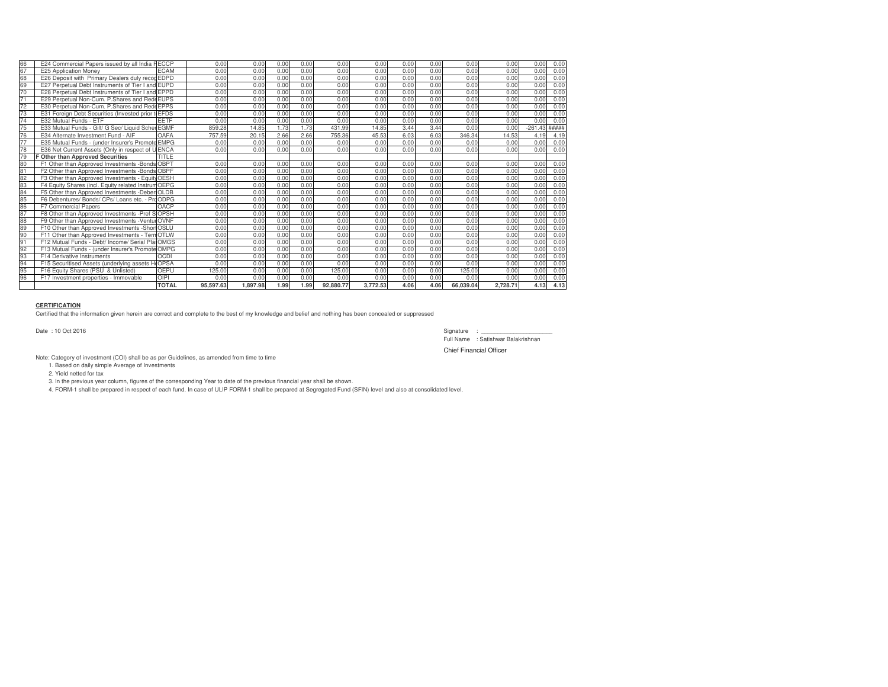| 66 | E24 Commercial Papers issued by all India F | ECCP | 0.00 | 0.00 | 0.00 | 0.00 | 0.00 | 0.00 | 0.00 | 0.00 | 0.00 | 0.00 | 0.00 | 0.00 |
|---|---|---|---|---|---|---|---|---|---|---|---|---|---|---|
| 67 | E25 Application Money | ECAM | 0.00 | 0.00 | 0.00 | 0.00 | 0.00 | 0.00 | 0.00 | 0.00 | 0.00 | 0.00 | 0.00 | 0.00 |
| 68 | E26 Deposit with Primary Dealers duly recog | EDPD | 0.00 | 0.00 | 0.00 | 0.00 | 0.00 | 0.00 | 0.00 | 0.00 | 0.00 | 0.00 | 0.00 | 0.00 |
| 69 | E27 Perpetual Debt Instruments of Tier I and | EUPD | 0.00 | 0.00 | 0.00 | 0.00 | 0.00 | 0.00 | 0.00 | 0.00 | 0.00 | 0.00 | 0.00 | 0.00 |
| 70 | E28 Perpetual Debt Instruments of Tier I and | EPPD | 0.00 | 0.00 | 0.00 | 0.00 | 0.00 | 0.00 | 0.00 | 0.00 | 0.00 | 0.00 | 0.00 | 0.00 |
| 71 | E29 Perpetual Non-Cum. P.Shares and Rede | EUPS | 0.00 | 0.00 | 0.00 | 0.00 | 0.00 | 0.00 | 0.00 | 0.00 | 0.00 | 0.00 | 0.00 | 0.00 |
| 72 | E30 Perpetual Non-Cum. P.Shares and Rede | EPPS | 0.00 | 0.00 | 0.00 | 0.00 | 0.00 | 0.00 | 0.00 | 0.00 | 0.00 | 0.00 | 0.00 | 0.00 |
| 73 | E31 Foreign Debt Securities (Invested prior t | EFDS | 0.00 | 0.00 | 0.00 | 0.00 | 0.00 | 0.00 | 0.00 | 0.00 | 0.00 | 0.00 | 0.00 | 0.00 |
| 74 | E32 Mutual Funds - ETF | EETF | 0.00 | 0.00 | 0.00 | 0.00 | 0.00 | 0.00 | 0.00 | 0.00 | 0.00 | 0.00 | 0.00 | 0.00 |
| 75 | E33 Mutual Funds - Gilt/ G Sec/ Liquid Scher | EGMF | 859.28 | 14.85 | 1.73 | 1.73 | 431.99 | 14.85 | 3.44 | 3.44 | 0.00 | 0.00 | -261.43 | ##### |
| 76 | E34 Alternate Investment Fund - AIF | OAFA | 757.59 | 20.15 | 2.66 | 2.66 | 755.36 | 45.53 | 6.03 | 6.03 | 346.34 | 14.53 | 4.19 | 4.19 |
| 77 | E35 Mutual Funds - (under Insurer's Promote | EMPG | 0.00 | 0.00 | 0.00 | 0.00 | 0.00 | 0.00 | 0.00 | 0.00 | 0.00 | 0.00 | 0.00 | 0.00 |
| 78 | E36 Net Current Assets (Only in respect of U | ENCA | 0.00 | 0.00 | 0.00 | 0.00 | 0.00 | 0.00 | 0.00 | 0.00 | 0.00 | 0.00 | 0.00 | 0.00 |
| 79 | **F Other than Approved Securities** | TITLE | | | | | | | | | | | | |
| 80 | F1 Other than Approved Investments -Bonds | OBPT | 0.00 | 0.00 | 0.00 | 0.00 | 0.00 | 0.00 | 0.00 | 0.00 | 0.00 | 0.00 | 0.00 | 0.00 |
| 81 | F2 Other than Approved Investments -Bonds | OBPF | 0.00 | 0.00 | 0.00 | 0.00 | 0.00 | 0.00 | 0.00 | 0.00 | 0.00 | 0.00 | 0.00 | 0.00 |
| 82 | F3 Other than Approved Investments - Equity | OESH | 0.00 | 0.00 | 0.00 | 0.00 | 0.00 | 0.00 | 0.00 | 0.00 | 0.00 | 0.00 | 0.00 | 0.00 |
| 83 | F4 Equity Shares (incl. Equity related Instrum | OEPG | 0.00 | 0.00 | 0.00 | 0.00 | 0.00 | 0.00 | 0.00 | 0.00 | 0.00 | 0.00 | 0.00 | 0.00 |
| 84 | F5 Other than Approved Investments -Deben | OLDB | 0.00 | 0.00 | 0.00 | 0.00 | 0.00 | 0.00 | 0.00 | 0.00 | 0.00 | 0.00 | 0.00 | 0.00 |
| 85 | F6 Debentures/ Bonds/ CPs/ Loans etc. - Pro | ODPG | 0.00 | 0.00 | 0.00 | 0.00 | 0.00 | 0.00 | 0.00 | 0.00 | 0.00 | 0.00 | 0.00 | 0.00 |
| 86 | F7 Commercial Papers | OACP | 0.00 | 0.00 | 0.00 | 0.00 | 0.00 | 0.00 | 0.00 | 0.00 | 0.00 | 0.00 | 0.00 | 0.00 |
| 87 | F8 Other than Approved Investments -Pref S | OPSH | 0.00 | 0.00 | 0.00 | 0.00 | 0.00 | 0.00 | 0.00 | 0.00 | 0.00 | 0.00 | 0.00 | 0.00 |
| 88 | F9 Other than Approved Investments -Ventur | OVNF | 0.00 | 0.00 | 0.00 | 0.00 | 0.00 | 0.00 | 0.00 | 0.00 | 0.00 | 0.00 | 0.00 | 0.00 |
| 89 | F10 Other than Approved Investments -Short | OSLU | 0.00 | 0.00 | 0.00 | 0.00 | 0.00 | 0.00 | 0.00 | 0.00 | 0.00 | 0.00 | 0.00 | 0.00 |
| 90 | F11 Other than Approved Investments - Term | OTLW | 0.00 | 0.00 | 0.00 | 0.00 | 0.00 | 0.00 | 0.00 | 0.00 | 0.00 | 0.00 | 0.00 | 0.00 |
| 91 | F12 Mutual Funds - Debt/ Income/ Serial Pla | OMGS | 0.00 | 0.00 | 0.00 | 0.00 | 0.00 | 0.00 | 0.00 | 0.00 | 0.00 | 0.00 | 0.00 | 0.00 |
| 92 | F13 Mutual Funds - (under Insurer's Promote | OMPG | 0.00 | 0.00 | 0.00 | 0.00 | 0.00 | 0.00 | 0.00 | 0.00 | 0.00 | 0.00 | 0.00 | 0.00 |
| 93 | F14 Derivative Instruments | OCDI | 0.00 | 0.00 | 0.00 | 0.00 | 0.00 | 0.00 | 0.00 | 0.00 | 0.00 | 0.00 | 0.00 | 0.00 |
| 94 | F15 Securitised Assets (underlying assets H | OPSA | 0.00 | 0.00 | 0.00 | 0.00 | 0.00 | 0.00 | 0.00 | 0.00 | 0.00 | 0.00 | 0.00 | 0.00 |
| 95 | F16 Equity Shares (PSU & Unlisted) | OEPU | 125.00 | 0.00 | 0.00 | 0.00 | 125.00 | 0.00 | 0.00 | 0.00 | 125.00 | 0.00 | 0.00 | 0.00 |
| 96 | F17 Investment properties - Immovable | OIPI | 0.00 | 0.00 | 0.00 | 0.00 | 0.00 | 0.00 | 0.00 | 0.00 | 0.00 | 0.00 | 0.00 | 0.00 |
| | | **TOTAL** | **95,597.63** | **1,897.98** | **1.99** | **1.99** | **92,880.77** | **3,772.53** | **4.06** | **4.06** | **66,039.04** | **2,728.71** | **4.13** | **4.13** |

**CERTIFICATION**

Certified that the information given herein are correct and complete to the best of my knowledge and belief and nothing has been concealed or suppressed

Date : 10 Oct 2016

Signature : ______________________

Full Name : Satishwar Balakrishnan

Chief Financial Officer

Note: Category of investment (COI) shall be as per Guidelines, as amended from time to time

1. Based on daily simple Average of Investments
2. Yield netted for tax
3. In the previous year column, figures of the corresponding Year to date of the previous financial year shall be shown.
4. FORM-1 shall be prepared in respect of each fund. In case of ULIP FORM-1 shall be prepared at Segregated Fund (SFIN) level and also at consolidated level.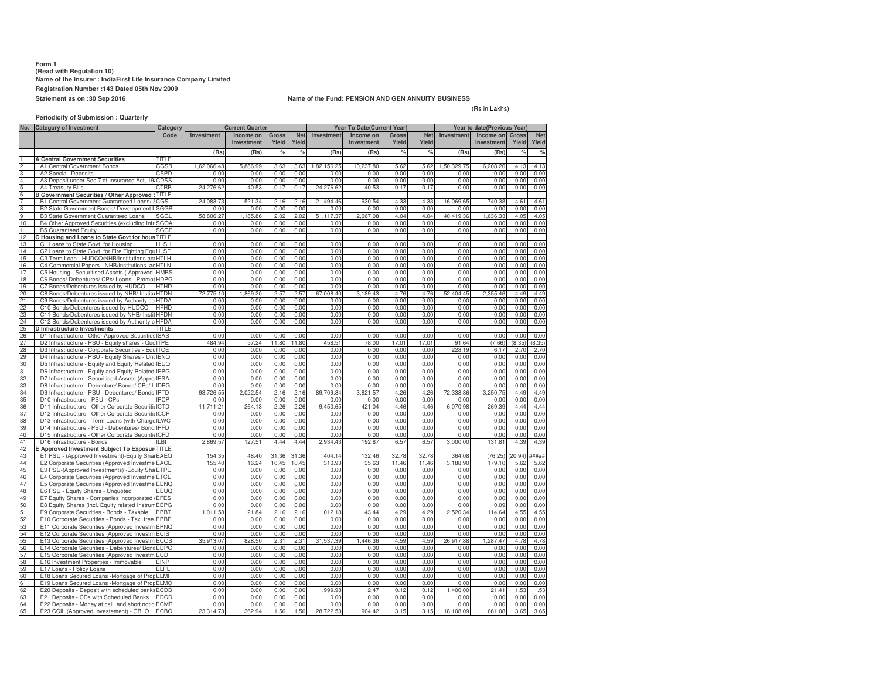**Form 1**
**(Read with Regulation 10)**
**Name of the Insurer : IndiaFirst Life Insurance Company Limited**
**Registration Number :143 Dated 05th Nov 2009**
**Statement as on :30 Sep 2016**

**Name of the Fund: PENSION AND GEN ANNUITY BUSINESS**

(Rs in Lakhs)

**Periodicity of Submission : Quarterly**

| No. | Category of Investment | Category Code | Current Quarter | | | | Year To Date(Current Year) | | | | Year to date(Previous Year) | | | |
|---|---|---|---|---|---|---|---|---|---|---|---|---|---|---|
| | | | Investment | Income on Investment | Gross Yield | Net Yield | Investment | Income on Investment | Gross Yield | Net Yield | Investment | Income on Investment | Gross Yield | Net Yield |
| | | | (Rs) | (Rs) | % | % | (Rs) | (Rs) | % | % | (Rs) | (Rs) | % | % |
| 1 | **A Central Government Securities** | TITLE | | | | | | | | | | | | |
| 2 | A1 Central Government Bonds | CGSB | 1,62,066.43 | 5,886.99 | 3.63 | 3.63 | 1,82,156.25 | 10,237.80 | 5.62 | 5.62 | 1,50,329.75 | 6,208.20 | 4.13 | 4.13 |
| 3 | A2 Special Deposits | CSPD | 0.00 | 0.00 | 0.00 | 0.00 | 0.00 | 0.00 | 0.00 | 0.00 | 0.00 | 0.00 | 0.00 | 0.00 |
| 4 | A3 Deposit under Sec 7 of Insurance Act, 19 | CDSS | 0.00 | 0.00 | 0.00 | 0.00 | 0.00 | 0.00 | 0.00 | 0.00 | 0.00 | 0.00 | 0.00 | 0.00 |
| 5 | A4 Treasury Bills | CTRB | 24,276.62 | 40.53 | 0.17 | 0.17 | 24,276.62 | 40.53 | 0.17 | 0.17 | 0.00 | 0.00 | 0.00 | 0.00 |
| 6 | **B Government Securities / Other Approved S** | TITLE | | | | | | | | | | | | |
| 7 | B1 Central Government Guaranteed Loans/ S | CGSL | 24,083.73 | 521.34 | 2.16 | 2.16 | 21,494.46 | 930.54 | 4.33 | 4.33 | 16,069.65 | 740.38 | 4.61 | 4.61 |
| 8 | B2 State Government Bonds/ Development L | SGGB | 0.00 | 0.00 | 0.00 | 0.00 | 0.00 | 0.00 | 0.00 | 0.00 | 0.00 | 0.00 | 0.00 | 0.00 |
| 9 | B3 State Government Guaranteed Loans | SGGL | 58,806.27 | 1,185.86 | 2.02 | 2.02 | 51,117.37 | 2,067.08 | 4.04 | 4.04 | 40,419.36 | 1,636.33 | 4.05 | 4.05 |
| 10 | B4 Other Approved Securities (excluding Infr | SGOA | 0.00 | 0.00 | 0.00 | 0.00 | 0.00 | 0.00 | 0.00 | 0.00 | 0.00 | 0.00 | 0.00 | 0.00 |
| 11 | B5 Guaranteed Equity | SGGE | 0.00 | 0.00 | 0.00 | 0.00 | 0.00 | 0.00 | 0.00 | 0.00 | 0.00 | 0.00 | 0.00 | 0.00 |
| 12 | **C Housing and Loans to State Govt for hous** | TITLE | | | | | | | | | | | | |
| 13 | C1 Loans to State Govt. for Housing | HLSH | 0.00 | 0.00 | 0.00 | 0.00 | 0.00 | 0.00 | 0.00 | 0.00 | 0.00 | 0.00 | 0.00 | 0.00 |
| 14 | C2 Loans to State Govt. for Fire Fighting Equ | HLSF | 0.00 | 0.00 | 0.00 | 0.00 | 0.00 | 0.00 | 0.00 | 0.00 | 0.00 | 0.00 | 0.00 | 0.00 |
| 15 | C3 Term Loan - HUDCO/NHB/Institutions acc | HTLH | 0.00 | 0.00 | 0.00 | 0.00 | 0.00 | 0.00 | 0.00 | 0.00 | 0.00 | 0.00 | 0.00 | 0.00 |
| 16 | C4 Commercial Papers - NHB/Institutions ac | HTLN | 0.00 | 0.00 | 0.00 | 0.00 | 0.00 | 0.00 | 0.00 | 0.00 | 0.00 | 0.00 | 0.00 | 0.00 |
| 17 | C5 Housing - Securitised Assets ( Approved | HMBS | 0.00 | 0.00 | 0.00 | 0.00 | 0.00 | 0.00 | 0.00 | 0.00 | 0.00 | 0.00 | 0.00 | 0.00 |
| 18 | C6 Bonds/ Debentures/ CPs/ Loans - Promot | HDPG | 0.00 | 0.00 | 0.00 | 0.00 | 0.00 | 0.00 | 0.00 | 0.00 | 0.00 | 0.00 | 0.00 | 0.00 |
| 19 | C7 Bonds/Debentures issued by HUDCO | HTHD | 0.00 | 0.00 | 0.00 | 0.00 | 0.00 | 0.00 | 0.00 | 0.00 | 0.00 | 0.00 | 0.00 | 0.00 |
| 20 | C8 Bonds/Debentures issued by NHB/ Institu | HTDN | 72,775.10 | 1,869.20 | 2.57 | 2.57 | 67,008.40 | 3,189.43 | 4.76 | 4.76 | 52,404.45 | 2,355.46 | 4.49 | 4.49 |
| 21 | C9 Bonds/Debentures issued by Authority co | HTDA | 0.00 | 0.00 | 0.00 | 0.00 | 0.00 | 0.00 | 0.00 | 0.00 | 0.00 | 0.00 | 0.00 | 0.00 |
| 22 | C10 Bonds/Debentures issued by HUDCO | HFHD | 0.00 | 0.00 | 0.00 | 0.00 | 0.00 | 0.00 | 0.00 | 0.00 | 0.00 | 0.00 | 0.00 | 0.00 |
| 23 | C11 Bonds/Debentures issued by NHB/ Instit | HFDN | 0.00 | 0.00 | 0.00 | 0.00 | 0.00 | 0.00 | 0.00 | 0.00 | 0.00 | 0.00 | 0.00 | 0.00 |
| 24 | C12 Bonds/Debentures issued by Authority c | HFDA | 0.00 | 0.00 | 0.00 | 0.00 | 0.00 | 0.00 | 0.00 | 0.00 | 0.00 | 0.00 | 0.00 | 0.00 |
| 25 | **D Infrastructure Investments** | TITLE | | | | | | | | | | | | |
| 26 | D1 Infrastructure - Other Approved Securities | ISAS | 0.00 | 0.00 | 0.00 | 0.00 | 0.00 | 0.00 | 0.00 | 0.00 | 0.00 | 0.00 | 0.00 | 0.00 |
| 27 | D2 Infrastructure - PSU - Equity shares - Quo | ITPE | 484.94 | 57.24 | 11.80 | 11.80 | 458.51 | 78.00 | 17.01 | 17.01 | 91.64 | (7.66) | (8.35) | (8.35) |
| 28 | D3 Infrastructure - Corporate Securities - Equ | ITCE | 0.00 | 0.00 | 0.00 | 0.00 | 0.00 | 0.00 | 0.00 | 0.00 | 228.19 | 6.17 | 2.70 | 2.70 |
| 29 | D4 Infrastructure - PSU - Equity Shares - Unq | IENQ | 0.00 | 0.00 | 0.00 | 0.00 | 0.00 | 0.00 | 0.00 | 0.00 | 0.00 | 0.00 | 0.00 | 0.00 |
| 30 | D5 Infrastructure - Equity and Equity Related | IEUQ | 0.00 | 0.00 | 0.00 | 0.00 | 0.00 | 0.00 | 0.00 | 0.00 | 0.00 | 0.00 | 0.00 | 0.00 |
| 31 | D6 Infrastructure - Equity and Equity Related | IEPG | 0.00 | 0.00 | 0.00 | 0.00 | 0.00 | 0.00 | 0.00 | 0.00 | 0.00 | 0.00 | 0.00 | 0.00 |
| 32 | D7 Infrastructure - Securitised Assets (Appro | IESA | 0.00 | 0.00 | 0.00 | 0.00 | 0.00 | 0.00 | 0.00 | 0.00 | 0.00 | 0.00 | 0.00 | 0.00 |
| 33 | D8 Infrastructure - Debenture/ Bonds/ CPs/ L | IDPG | 0.00 | 0.00 | 0.00 | 0.00 | 0.00 | 0.00 | 0.00 | 0.00 | 0.00 | 0.00 | 0.00 | 0.00 |
| 34 | D9 Infrastructure - PSU - Debentures/ Bonds | IPTD | 93,726.55 | 2,022.54 | 2.16 | 2.16 | 89,709.84 | 3,821.57 | 4.26 | 4.26 | 72,338.86 | 3,250.75 | 4.49 | 4.49 |
| 35 | D10 Infrastructure - PSU - CPs | IPCP | 0.00 | 0.00 | 0.00 | 0.00 | 0.00 | 0.00 | 0.00 | 0.00 | 0.00 | 0.00 | 0.00 | 0.00 |
| 36 | D11 Infrastructure - Other Corporate Securitie | ICTD | 11,711.21 | 264.13 | 2.26 | 2.26 | 9,450.65 | 421.04 | 4.46 | 4.46 | 6,070.98 | 269.39 | 4.44 | 4.44 |
| 37 | D12 Infrastructure - Other Corporate Securitie | ICCP | 0.00 | 0.00 | 0.00 | 0.00 | 0.00 | 0.00 | 0.00 | 0.00 | 0.00 | 0.00 | 0.00 | 0.00 |
| 38 | D13 Infrastructure - Term Loans (with Charge | ILWC | 0.00 | 0.00 | 0.00 | 0.00 | 0.00 | 0.00 | 0.00 | 0.00 | 0.00 | 0.00 | 0.00 | 0.00 |
| 39 | D14 Infrastructure - PSU - Debentures/ Bond | IPFD | 0.00 | 0.00 | 0.00 | 0.00 | 0.00 | 0.00 | 0.00 | 0.00 | 0.00 | 0.00 | 0.00 | 0.00 |
| 40 | D15 Infrastructure - Other Corporate Securitie | ICFD | 0.00 | 0.00 | 0.00 | 0.00 | 0.00 | 0.00 | 0.00 | 0.00 | 0.00 | 0.00 | 0.00 | 0.00 |
| 41 | D16 Infrastructure - Bonds | ILBI | 2,869.57 | 127.51 | 4.44 | 4.44 | 2,934.43 | 192.87 | 6.57 | 6.57 | 3,000.00 | 131.81 | 4.39 | 4.39 |
| 42 | **E Approved Investment Subject To Exposur** | TITLE | | | | | | | | | | | | |
| 43 | E1 PSU - (Approved Investment)-Equity Shar | EAEQ | 154.35 | 48.40 | 31.36 | 31.36 | 404.14 | 132.46 | 32.78 | 32.78 | 364.08 | (76.25) | (20.94) | ##### |
| 44 | E2 Corporate Securities (Approved Investme | EACE | 155.40 | 16.24 | 10.45 | 10.45 | 310.93 | 35.63 | 11.46 | 11.46 | 3,188.90 | 179.10 | 5.62 | 5.62 |
| 45 | E3 PSU-(Approved Investments) -Equity Sha | ETPE | 0.00 | 0.00 | 0.00 | 0.00 | 0.00 | 0.00 | 0.00 | 0.00 | 0.00 | 0.00 | 0.00 | 0.00 |
| 46 | E4 Corporate Securities (Approved Investme | ETCE | 0.00 | 0.00 | 0.00 | 0.00 | 0.00 | 0.00 | 0.00 | 0.00 | 0.00 | 0.00 | 0.00 | 0.00 |
| 47 | E5 Corporate Securities (Approved Investme | EENQ | 0.00 | 0.00 | 0.00 | 0.00 | 0.00 | 0.00 | 0.00 | 0.00 | 0.00 | 0.00 | 0.00 | 0.00 |
| 48 | E6 PSU - Equity Shares - Unquoted | EEUQ | 0.00 | 0.00 | 0.00 | 0.00 | 0.00 | 0.00 | 0.00 | 0.00 | 0.00 | 0.00 | 0.00 | 0.00 |
| 49 | E7 Equity Shares - Companies incorporated | EFES | 0.00 | 0.00 | 0.00 | 0.00 | 0.00 | 0.00 | 0.00 | 0.00 | 0.00 | 0.00 | 0.00 | 0.00 |
| 50 | E8 Equity Shares (incl. Equity related Instrum | EEPG | 0.00 | 0.00 | 0.00 | 0.00 | 0.00 | 0.00 | 0.00 | 0.00 | 0.00 | 0.09 | 0.00 | 0.00 |
| 51 | E9 Corporate Securities - Bonds - Taxable | EPBT | 1,011.58 | 21.84 | 2.16 | 2.16 | 1,012.18 | 43.44 | 4.29 | 4.29 | 2,520.34 | 114.64 | 4.55 | 4.55 |
| 52 | E10 Corporate Securities - Bonds - Tax free | EPBF | 0.00 | 0.00 | 0.00 | 0.00 | 0.00 | 0.00 | 0.00 | 0.00 | 0.00 | 0.00 | 0.00 | 0.00 |
| 53 | E11 Corporate Securities (Approved Investm | EPNQ | 0.00 | 0.00 | 0.00 | 0.00 | 0.00 | 0.00 | 0.00 | 0.00 | 0.00 | 0.00 | 0.00 | 0.00 |
| 54 | E12 Corporate Securities (Approved Investm | ECIS | 0.00 | 0.00 | 0.00 | 0.00 | 0.00 | 0.00 | 0.00 | 0.00 | 0.00 | 0.00 | 0.00 | 0.00 |
| 55 | E13 Corporate Securities (Approved Investm | ECOS | 35,913.07 | 828.50 | 2.31 | 2.31 | 31,537.39 | 1,446.36 | 4.59 | 4.59 | 26,917.88 | 1,287.47 | 4.78 | 4.78 |
| 56 | E14 Corporate Securities - Debentures/ Bond | EDPG | 0.00 | 0.00 | 0.00 | 0.00 | 0.00 | 0.00 | 0.00 | 0.00 | 0.00 | 0.00 | 0.00 | 0.00 |
| 57 | E15 Corporate Securities (Approved Investm | ECDI | 0.00 | 0.00 | 0.00 | 0.00 | 0.00 | 0.00 | 0.00 | 0.00 | 0.00 | 0.00 | 0.00 | 0.00 |
| 58 | E16 Investment Properties - Immovable | EINP | 0.00 | 0.00 | 0.00 | 0.00 | 0.00 | 0.00 | 0.00 | 0.00 | 0.00 | 0.00 | 0.00 | 0.00 |
| 59 | E17 Loans - Policy Loans | ELPL | 0.00 | 0.00 | 0.00 | 0.00 | 0.00 | 0.00 | 0.00 | 0.00 | 0.00 | 0.00 | 0.00 | 0.00 |
| 60 | E18 Loans Secured Loans -Mortgage of Prop | ELMI | 0.00 | 0.00 | 0.00 | 0.00 | 0.00 | 0.00 | 0.00 | 0.00 | 0.00 | 0.00 | 0.00 | 0.00 |
| 61 | E19 Loans Secured Loans -Mortgage of Prop | ELMO | 0.00 | 0.00 | 0.00 | 0.00 | 0.00 | 0.00 | 0.00 | 0.00 | 0.00 | 0.00 | 0.00 | 0.00 |
| 62 | E20 Deposits - Deposit with scheduled banks | ECDB | 0.00 | 0.00 | 0.00 | 0.00 | 1,999.98 | 2.47 | 0.12 | 0.12 | 1,400.00 | 21.41 | 1.53 | 1.53 |
| 63 | E21 Deposits - CDs with Scheduled Banks | EDCD | 0.00 | 0.00 | 0.00 | 0.00 | 0.00 | 0.00 | 0.00 | 0.00 | 0.00 | 0.00 | 0.00 | 0.00 |
| 64 | E22 Deposits - Money at call and short notic | ECMR | 0.00 | 0.00 | 0.00 | 0.00 | 0.00 | 0.00 | 0.00 | 0.00 | 0.00 | 0.00 | 0.00 | 0.00 |
| 65 | E23 CCIL (Approved Investement) - CBLO | ECBO | 23,314.73 | 362.94 | 1.56 | 1.56 | 28,722.53 | 904.42 | 3.15 | 3.15 | 18,108.09 | 661.08 | 3.65 | 3.65 |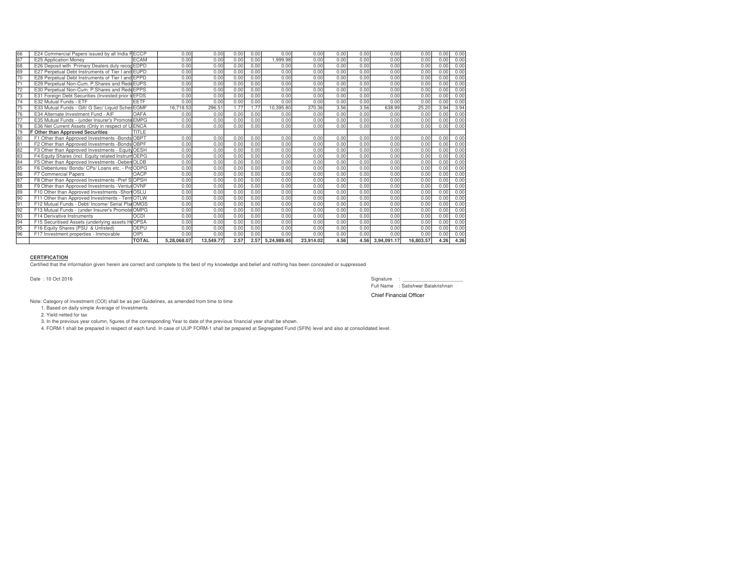| | | | | | | | | | | | | | | |
|---|---|---|---|---|---|---|---|---|---|---|---|---|---|---|
| 66 | E24 Commercial Papers issued by all India F | ECCP | 0.00 | 0.00 | 0.00 | 0.00 | 0.00 | 0.00 | 0.00 | 0.00 | 0.00 | 0.00 | 0.00 | 0.00 |
| 67 | E25 Application Money | ECAM | 0.00 | 0.00 | 0.00 | 0.00 | 1,999.98 | 0.00 | 0.00 | 0.00 | 0.00 | 0.00 | 0.00 | 0.00 |
| 68 | E26 Deposit with Primary Dealers duly recog | EDPD | 0.00 | 0.00 | 0.00 | 0.00 | 0.00 | 0.00 | 0.00 | 0.00 | 0.00 | 0.00 | 0.00 | 0.00 |
| 69 | E27 Perpetual Debt Instruments of Tier I and | EUPD | 0.00 | 0.00 | 0.00 | 0.00 | 0.00 | 0.00 | 0.00 | 0.00 | 0.00 | 0.00 | 0.00 | 0.00 |
| 70 | E28 Perpetual Debt Instruments of Tier I and | EPPD | 0.00 | 0.00 | 0.00 | 0.00 | 0.00 | 0.00 | 0.00 | 0.00 | 0.00 | 0.00 | 0.00 | 0.00 |
| 71 | E29 Perpetual Non-Cum. P.Shares and Rede | EUPS | 0.00 | 0.00 | 0.00 | 0.00 | 0.00 | 0.00 | 0.00 | 0.00 | 0.00 | 0.00 | 0.00 | 0.00 |
| 72 | E30 Perpetual Non-Cum. P.Shares and Rede | EPPS | 0.00 | 0.00 | 0.00 | 0.00 | 0.00 | 0.00 | 0.00 | 0.00 | 0.00 | 0.00 | 0.00 | 0.00 |
| 73 | E31 Foreign Debt Securities (Invested prior t | EFDS | 0.00 | 0.00 | 0.00 | 0.00 | 0.00 | 0.00 | 0.00 | 0.00 | 0.00 | 0.00 | 0.00 | 0.00 |
| 74 | E32 Mutual Funds - ETF | EETF | 0.00 | 0.00 | 0.00 | 0.00 | 0.00 | 0.00 | 0.00 | 0.00 | 0.00 | 0.00 | 0.00 | 0.00 |
| 75 | E33 Mutual Funds - Gilt/ G Sec/ Liquid Schem | EGMF | 16,718.53 | 296.51 | 1.77 | 1.77 | 10,395.80 | 370.36 | 3.56 | 3.56 | 638.99 | 25.20 | 3.94 | 3.94 |
| 76 | E34 Alternate Investment Fund - AIF | OAFA | 0.00 | 0.00 | 0.00 | 0.00 | 0.00 | 0.00 | 0.00 | 0.00 | 0.00 | 0.00 | 0.00 | 0.00 |
| 77 | E35 Mutual Funds - (under Insurer's Promote | EMPG | 0.00 | 0.00 | 0.00 | 0.00 | 0.00 | 0.00 | 0.00 | 0.00 | 0.00 | 0.00 | 0.00 | 0.00 |
| 78 | E36 Net Current Assets (Only in respect of U | ENCA | 0.00 | 0.00 | 0.00 | 0.00 | 0.00 | 0.00 | 0.00 | 0.00 | 0.00 | 0.00 | 0.00 | 0.00 |
| 79 | **F Other than Approved Securities** | TITLE | | | | | | | | | | | | |
| 80 | F1 Other than Approved Investments -Bonds | OBPT | 0.00 | 0.00 | 0.00 | 0.00 | 0.00 | 0.00 | 0.00 | 0.00 | 0.00 | 0.00 | 0.00 | 0.00 |
| 81 | F2 Other than Approved Investments -Bonds | OBPF | 0.00 | 0.00 | 0.00 | 0.00 | 0.00 | 0.00 | 0.00 | 0.00 | 0.00 | 0.00 | 0.00 | 0.00 |
| 82 | F3 Other than Approved Investments - Equity | OESH | 0.00 | 0.00 | 0.00 | 0.00 | 0.00 | 0.00 | 0.00 | 0.00 | 0.00 | 0.00 | 0.00 | 0.00 |
| 83 | F4 Equity Shares (incl. Equity related Instrum | OEPG | 0.00 | 0.00 | 0.00 | 0.00 | 0.00 | 0.00 | 0.00 | 0.00 | 0.00 | 0.00 | 0.00 | 0.00 |
| 84 | F5 Other than Approved Investments -Deben | OLDB | 0.00 | 0.00 | 0.00 | 0.00 | 0.00 | 0.00 | 0.00 | 0.00 | 0.00 | 0.00 | 0.00 | 0.00 |
| 85 | F6 Debentures/ Bonds/ CPs/ Loans etc. - Pro | ODPG | 0.00 | 0.00 | 0.00 | 0.00 | 0.00 | 0.00 | 0.00 | 0.00 | 0.00 | 0.00 | 0.00 | 0.00 |
| 86 | F7 Commercial Papers | OACP | 0.00 | 0.00 | 0.00 | 0.00 | 0.00 | 0.00 | 0.00 | 0.00 | 0.00 | 0.00 | 0.00 | 0.00 |
| 87 | F8 Other than Approved Investments -Pref S | OPSH | 0.00 | 0.00 | 0.00 | 0.00 | 0.00 | 0.00 | 0.00 | 0.00 | 0.00 | 0.00 | 0.00 | 0.00 |
| 88 | F9 Other than Approved Investments -Ventur | OVNF | 0.00 | 0.00 | 0.00 | 0.00 | 0.00 | 0.00 | 0.00 | 0.00 | 0.00 | 0.00 | 0.00 | 0.00 |
| 89 | F10 Other than Approved Investments -Short | OSLU | 0.00 | 0.00 | 0.00 | 0.00 | 0.00 | 0.00 | 0.00 | 0.00 | 0.00 | 0.00 | 0.00 | 0.00 |
| 90 | F11 Other than Approved Investments - Term | OTLW | 0.00 | 0.00 | 0.00 | 0.00 | 0.00 | 0.00 | 0.00 | 0.00 | 0.00 | 0.00 | 0.00 | 0.00 |
| 91 | F12 Mutual Funds - Debt/ Income/ Serial Pla | OMGS | 0.00 | 0.00 | 0.00 | 0.00 | 0.00 | 0.00 | 0.00 | 0.00 | 0.00 | 0.00 | 0.00 | 0.00 |
| 92 | F13 Mutual Funds - (under Insurer's Promote | OMPG | 0.00 | 0.00 | 0.00 | 0.00 | 0.00 | 0.00 | 0.00 | 0.00 | 0.00 | 0.00 | 0.00 | 0.00 |
| 93 | F14 Derivative Instruments | OCDI | 0.00 | 0.00 | 0.00 | 0.00 | 0.00 | 0.00 | 0.00 | 0.00 | 0.00 | 0.00 | 0.00 | 0.00 |
| 94 | F15 Securitised Assets (underlying assets H | OPSA | 0.00 | 0.00 | 0.00 | 0.00 | 0.00 | 0.00 | 0.00 | 0.00 | 0.00 | 0.00 | 0.00 | 0.00 |
| 95 | F16 Equity Shares (PSU & Unlisted) | OEPU | 0.00 | 0.00 | 0.00 | 0.00 | 0.00 | 0.00 | 0.00 | 0.00 | 0.00 | 0.00 | 0.00 | 0.00 |
| 96 | F17 Investment properties - Immovable | OIPI | 0.00 | 0.00 | 0.00 | 0.00 | 0.00 | 0.00 | 0.00 | 0.00 | 0.00 | 0.00 | 0.00 | 0.00 |
| | | **TOTAL** | **5,28,068.07** | **13,549.77** | **2.57** | **2.57** | **5,24,989.45** | **23,914.02** | **4.56** | **4.56** | **3,94,091.17** | **16,803.57** | **4.26** | **4.26** |

**CERTIFICATION**

Certified that the information given herein are correct and complete to the best of my knowledge and belief and nothing has been concealed or suppressed

Date : 10 Oct 2016

Signature : ____________________

Full Name : Satishwar Balakrishnan

Chief Financial Officer

Note: Category of investment (COI) shall be as per Guidelines, as amended from time to time

1. Based on daily simple Average of Investments
2. Yield netted for tax
3. In the previous year column, figures of the corresponding Year to date of the previous financial year shall be shown.
4. FORM-1 shall be prepared in respect of each fund. In case of ULIP FORM-1 shall be prepared at Segregated Fund (SFIN) level and also at consolidated level.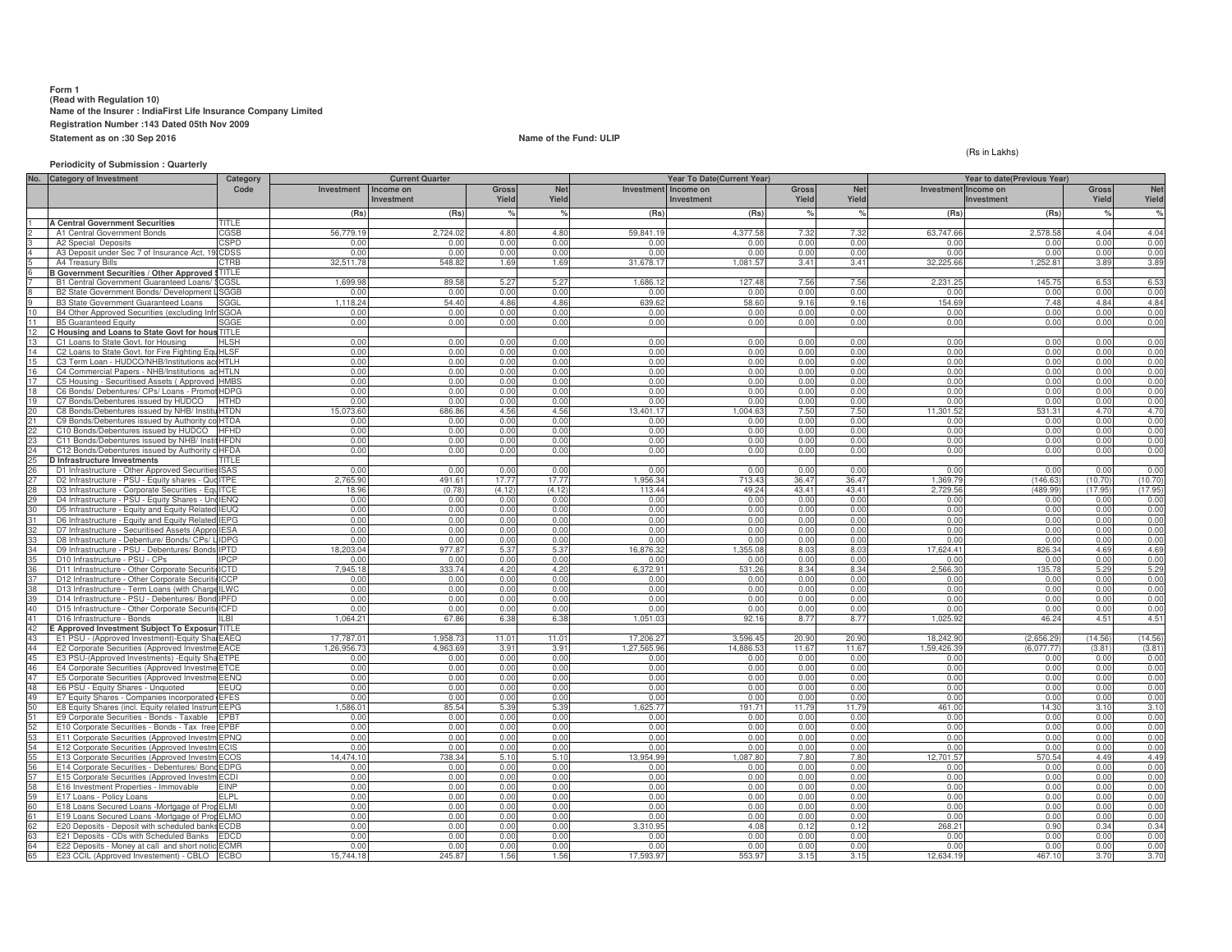**Form 1**
**(Read with Regulation 10)**
**Name of the Insurer : IndiaFirst Life Insurance Company Limited**
**Registration Number :143 Dated 05th Nov 2009**
**Statement as on :30 Sep 2016**

**Name of the Fund: ULIP**

(Rs in Lakhs)

**Periodicity of Submission : Quarterly**

| No. | Category of Investment | Category Code | Current Quarter | | | | Year To Date(Current Year) | | | | Year to date(Previous Year) | | | |
|---|---|---|---|---|---|---|---|---|---|---|---|---|---|---|
| | | | Investment | Income on Investment | Gross Yield | Net Yield | Investment | Income on Investment | Gross Yield | Net Yield | Investment | Income on Investment | Gross Yield | Net Yield |
| | | | (Rs) | (Rs) | % | % | (Rs) | (Rs) | % | % | (Rs) | (Rs) | % | % |
| 1 | A Central Government Securities | TITLE | | | | | | | | | | | | |
| 2 | A1 Central Government Bonds | CGSB | 56,779.19 | 2,724.02 | 4.80 | 4.80 | 59,841.19 | 4,377.58 | 7.32 | 7.32 | 63,747.66 | 2,578.58 | 4.04 | 4.04 |
| 3 | A2 Special Deposits | CSPD | 0.00 | 0.00 | 0.00 | 0.00 | 0.00 | 0.00 | 0.00 | 0.00 | 0.00 | 0.00 | 0.00 | 0.00 |
| 4 | A3 Deposit under Sec 7 of Insurance Act, 19 | CDSS | 0.00 | 0.00 | 0.00 | 0.00 | 0.00 | 0.00 | 0.00 | 0.00 | 0.00 | 0.00 | 0.00 | 0.00 |
| 5 | A4 Treasury Bills | CTRB | 32,511.78 | 548.82 | 1.69 | 1.69 | 31,678.17 | 1,081.57 | 3.41 | 3.41 | 32,225.66 | 1,252.81 | 3.89 | 3.89 |
| 6 | B Government Securities / Other Approved S | TITLE | | | | | | | | | | | | |
| 7 | B1 Central Government Guaranteed Loans/ S | CGSL | 1,699.98 | 89.58 | 5.27 | 5.27 | 1,686.12 | 127.48 | 7.56 | 7.56 | 2,231.25 | 145.75 | 6.53 | 6.53 |
| 8 | B2 State Government Bonds/ Development L | SGGB | 0.00 | 0.00 | 0.00 | 0.00 | 0.00 | 0.00 | 0.00 | 0.00 | 0.00 | 0.00 | 0.00 | 0.00 |
| 9 | B3 State Government Guaranteed Loans | SGGL | 1,118.24 | 54.40 | 4.86 | 4.86 | 639.62 | 58.60 | 9.16 | 9.16 | 154.69 | 7.48 | 4.84 | 4.84 |
| 10 | B4 Other Approved Securities (excluding Infr | SGOA | 0.00 | 0.00 | 0.00 | 0.00 | 0.00 | 0.00 | 0.00 | 0.00 | 0.00 | 0.00 | 0.00 | 0.00 |
| 11 | B5 Guaranteed Equity | SGGE | 0.00 | 0.00 | 0.00 | 0.00 | 0.00 | 0.00 | 0.00 | 0.00 | 0.00 | 0.00 | 0.00 | 0.00 |
| 12 | C Housing and Loans to State Govt for hous | TITLE | | | | | | | | | | | | |
| 13 | C1 Loans to State Govt. for Housing | HLSH | 0.00 | 0.00 | 0.00 | 0.00 | 0.00 | 0.00 | 0.00 | 0.00 | 0.00 | 0.00 | 0.00 | 0.00 |
| 14 | C2 Loans to State Govt. for Fire Fighting Equ | HLSF | 0.00 | 0.00 | 0.00 | 0.00 | 0.00 | 0.00 | 0.00 | 0.00 | 0.00 | 0.00 | 0.00 | 0.00 |
| 15 | C3 Term Loan - HUDCO/NHB/Institutions acc | HTLH | 0.00 | 0.00 | 0.00 | 0.00 | 0.00 | 0.00 | 0.00 | 0.00 | 0.00 | 0.00 | 0.00 | 0.00 |
| 16 | C4 Commercial Papers - NHB/Institutions ac | HTLN | 0.00 | 0.00 | 0.00 | 0.00 | 0.00 | 0.00 | 0.00 | 0.00 | 0.00 | 0.00 | 0.00 | 0.00 |
| 17 | C5 Housing - Securitised Assets ( Approved | HMBS | 0.00 | 0.00 | 0.00 | 0.00 | 0.00 | 0.00 | 0.00 | 0.00 | 0.00 | 0.00 | 0.00 | 0.00 |
| 18 | C6 Bonds/ Debentures/ CPs/ Loans - Promot | HDPG | 0.00 | 0.00 | 0.00 | 0.00 | 0.00 | 0.00 | 0.00 | 0.00 | 0.00 | 0.00 | 0.00 | 0.00 |
| 19 | C7 Bonds/Debentures issued by HUDCO | HTHD | 0.00 | 0.00 | 0.00 | 0.00 | 0.00 | 0.00 | 0.00 | 0.00 | 0.00 | 0.00 | 0.00 | 0.00 |
| 20 | C8 Bonds/Debentures issued by NHB/ Institu | HTDN | 15,073.60 | 686.86 | 4.56 | 4.56 | 13,401.17 | 1,004.63 | 7.50 | 7.50 | 11,301.52 | 531.31 | 4.70 | 4.70 |
| 21 | C9 Bonds/Debentures issued by Authority co | HTDA | 0.00 | 0.00 | 0.00 | 0.00 | 0.00 | 0.00 | 0.00 | 0.00 | 0.00 | 0.00 | 0.00 | 0.00 |
| 22 | C10 Bonds/Debentures issued by HUDCO | HFHD | 0.00 | 0.00 | 0.00 | 0.00 | 0.00 | 0.00 | 0.00 | 0.00 | 0.00 | 0.00 | 0.00 | 0.00 |
| 23 | C11 Bonds/Debentures issued by NHB/ Instit | HFDN | 0.00 | 0.00 | 0.00 | 0.00 | 0.00 | 0.00 | 0.00 | 0.00 | 0.00 | 0.00 | 0.00 | 0.00 |
| 24 | C12 Bonds/Debentures issued by Authority c | HFDA | 0.00 | 0.00 | 0.00 | 0.00 | 0.00 | 0.00 | 0.00 | 0.00 | 0.00 | 0.00 | 0.00 | 0.00 |
| 25 | D Infrastructure Investments | TITLE | | | | | | | | | | | | |
| 26 | D1 Infrastructure - Other Approved Securities | ISAS | 0.00 | 0.00 | 0.00 | 0.00 | 0.00 | 0.00 | 0.00 | 0.00 | 0.00 | 0.00 | 0.00 | 0.00 |
| 27 | D2 Infrastructure - PSU - Equity shares - Quo | ITPE | 2,765.90 | 491.61 | 17.77 | 17.77 | 1,956.34 | 713.43 | 36.47 | 36.47 | 1,369.79 | (146.63) | (10.70) | (10.70) |
| 28 | D3 Infrastructure - Corporate Securities - Equ | ITCE | 18.96 | (0.78) | (4.12) | (4.12) | 113.44 | 49.24 | 43.41 | 43.41 | 2,729.56 | (489.99) | (17.95) | (17.95) |
| 29 | D4 Infrastructure - PSU - Equity Shares - Unq | IENQ | 0.00 | 0.00 | 0.00 | 0.00 | 0.00 | 0.00 | 0.00 | 0.00 | 0.00 | 0.00 | 0.00 | 0.00 |
| 30 | D5 Infrastructure - Equity and Equity Related | IEUQ | 0.00 | 0.00 | 0.00 | 0.00 | 0.00 | 0.00 | 0.00 | 0.00 | 0.00 | 0.00 | 0.00 | 0.00 |
| 31 | D6 Infrastructure - Equity and Equity Related | IEPG | 0.00 | 0.00 | 0.00 | 0.00 | 0.00 | 0.00 | 0.00 | 0.00 | 0.00 | 0.00 | 0.00 | 0.00 |
| 32 | D7 Infrastructure - Securitised Assets (Appro | IESA | 0.00 | 0.00 | 0.00 | 0.00 | 0.00 | 0.00 | 0.00 | 0.00 | 0.00 | 0.00 | 0.00 | 0.00 |
| 33 | D8 Infrastructure - Debenture/ Bonds/ CPs/ L | IDPG | 0.00 | 0.00 | 0.00 | 0.00 | 0.00 | 0.00 | 0.00 | 0.00 | 0.00 | 0.00 | 0.00 | 0.00 |
| 34 | D9 Infrastructure - PSU - Debentures/ Bonds | IPTD | 18,203.04 | 977.87 | 5.37 | 5.37 | 16,876.32 | 1,355.08 | 8.03 | 8.03 | 17,624.41 | 826.34 | 4.69 | 4.69 |
| 35 | D10 Infrastructure - PSU - CPs | IPCP | 0.00 | 0.00 | 0.00 | 0.00 | 0.00 | 0.00 | 0.00 | 0.00 | 0.00 | 0.00 | 0.00 | 0.00 |
| 36 | D11 Infrastructure - Other Corporate Securiti | ICTD | 7,945.18 | 333.74 | 4.20 | 4.20 | 6,372.91 | 531.26 | 8.34 | 8.34 | 2,566.30 | 135.78 | 5.29 | 5.29 |
| 37 | D12 Infrastructure - Other Corporate Securiti | ICCP | 0.00 | 0.00 | 0.00 | 0.00 | 0.00 | 0.00 | 0.00 | 0.00 | 0.00 | 0.00 | 0.00 | 0.00 |
| 38 | D13 Infrastructure - Term Loans (with Charge | ILWC | 0.00 | 0.00 | 0.00 | 0.00 | 0.00 | 0.00 | 0.00 | 0.00 | 0.00 | 0.00 | 0.00 | 0.00 |
| 39 | D14 Infrastructure - PSU - Debentures/ Bond | IPFD | 0.00 | 0.00 | 0.00 | 0.00 | 0.00 | 0.00 | 0.00 | 0.00 | 0.00 | 0.00 | 0.00 | 0.00 |
| 40 | D15 Infrastructure - Other Corporate Securiti | ICFD | 0.00 | 0.00 | 0.00 | 0.00 | 0.00 | 0.00 | 0.00 | 0.00 | 0.00 | 0.00 | 0.00 | 0.00 |
| 41 | D16 Infrastructure - Bonds | ILBI | 1,064.21 | 67.86 | 6.38 | 6.38 | 1,051.03 | 92.16 | 8.77 | 8.77 | 1,025.92 | 46.24 | 4.51 | 4.51 |
| 42 | E Approved Investment Subject To Exposur | TITLE | | | | | | | | | | | | |
| 43 | E1 PSU - (Approved Investment)-Equity Sha | EAEQ | 17,787.01 | 1,958.73 | 11.01 | 11.01 | 17,206.27 | 3,596.45 | 20.90 | 20.90 | 18,242.90 | (2,656.29) | (14.56) | (14.56) |
| 44 | E2 Corporate Securities (Approved Investme | EACE | 1,26,956.73 | 4,963.69 | 3.91 | 3.91 | 1,27,565.96 | 14,886.53 | 11.67 | 11.67 | 1,59,426.39 | (6,077.77) | (3.81) | (3.81) |
| 45 | E3 PSU-(Approved Investments) -Equity Sha | ETPE | 0.00 | 0.00 | 0.00 | 0.00 | 0.00 | 0.00 | 0.00 | 0.00 | 0.00 | 0.00 | 0.00 | 0.00 |
| 46 | E4 Corporate Securities (Approved Investme | ETCE | 0.00 | 0.00 | 0.00 | 0.00 | 0.00 | 0.00 | 0.00 | 0.00 | 0.00 | 0.00 | 0.00 | 0.00 |
| 47 | E5 Corporate Securities (Approved Investme | EENQ | 0.00 | 0.00 | 0.00 | 0.00 | 0.00 | 0.00 | 0.00 | 0.00 | 0.00 | 0.00 | 0.00 | 0.00 |
| 48 | E6 PSU - Equity Shares - Unquoted | EEUQ | 0.00 | 0.00 | 0.00 | 0.00 | 0.00 | 0.00 | 0.00 | 0.00 | 0.00 | 0.00 | 0.00 | 0.00 |
| 49 | E7 Equity Shares - Companies incorporated | EFES | 0.00 | 0.00 | 0.00 | 0.00 | 0.00 | 0.00 | 0.00 | 0.00 | 0.00 | 0.00 | 0.00 | 0.00 |
| 50 | E8 Equity Shares (incl. Equity related Instrum | EEPG | 1,586.01 | 85.54 | 5.39 | 5.39 | 1,625.77 | 191.71 | 11.79 | 11.79 | 461.00 | 14.30 | 3.10 | 3.10 |
| 51 | E9 Corporate Securities - Bonds - Taxable | EPBT | 0.00 | 0.00 | 0.00 | 0.00 | 0.00 | 0.00 | 0.00 | 0.00 | 0.00 | 0.00 | 0.00 | 0.00 |
| 52 | E10 Corporate Securities - Bonds - Tax free | EPBF | 0.00 | 0.00 | 0.00 | 0.00 | 0.00 | 0.00 | 0.00 | 0.00 | 0.00 | 0.00 | 0.00 | 0.00 |
| 53 | E11 Corporate Securities (Approved Investm | EPNQ | 0.00 | 0.00 | 0.00 | 0.00 | 0.00 | 0.00 | 0.00 | 0.00 | 0.00 | 0.00 | 0.00 | 0.00 |
| 54 | E12 Corporate Securities (Approved Investm | ECIS | 0.00 | 0.00 | 0.00 | 0.00 | 0.00 | 0.00 | 0.00 | 0.00 | 0.00 | 0.00 | 0.00 | 0.00 |
| 55 | E13 Corporate Securities (Approved Investm | ECOS | 14,474.10 | 738.34 | 5.10 | 5.10 | 13,954.99 | 1,087.80 | 7.80 | 7.80 | 12,701.57 | 570.54 | 4.49 | 4.49 |
| 56 | E14 Corporate Securities - Debentures/ Bond | EDPG | 0.00 | 0.00 | 0.00 | 0.00 | 0.00 | 0.00 | 0.00 | 0.00 | 0.00 | 0.00 | 0.00 | 0.00 |
| 57 | E15 Corporate Securities (Approved Investm | ECDI | 0.00 | 0.00 | 0.00 | 0.00 | 0.00 | 0.00 | 0.00 | 0.00 | 0.00 | 0.00 | 0.00 | 0.00 |
| 58 | E16 Investment Properties - Immovable | EINP | 0.00 | 0.00 | 0.00 | 0.00 | 0.00 | 0.00 | 0.00 | 0.00 | 0.00 | 0.00 | 0.00 | 0.00 |
| 59 | E17 Loans - Policy Loans | ELPL | 0.00 | 0.00 | 0.00 | 0.00 | 0.00 | 0.00 | 0.00 | 0.00 | 0.00 | 0.00 | 0.00 | 0.00 |
| 60 | E18 Loans Secured Loans -Mortgage of Prop | ELMI | 0.00 | 0.00 | 0.00 | 0.00 | 0.00 | 0.00 | 0.00 | 0.00 | 0.00 | 0.00 | 0.00 | 0.00 |
| 61 | E19 Loans Secured Loans -Mortgage of Prop | ELMO | 0.00 | 0.00 | 0.00 | 0.00 | 0.00 | 0.00 | 0.00 | 0.00 | 0.00 | 0.00 | 0.00 | 0.00 |
| 62 | E20 Deposits - Deposit with scheduled banks | ECDB | 0.00 | 0.00 | 0.00 | 0.00 | 3,310.95 | 4.08 | 0.12 | 0.12 | 268.21 | 0.90 | 0.34 | 0.34 |
| 63 | E21 Deposits - CDs with Scheduled Banks | EDCD | 0.00 | 0.00 | 0.00 | 0.00 | 0.00 | 0.00 | 0.00 | 0.00 | 0.00 | 0.00 | 0.00 | 0.00 |
| 64 | E22 Deposits - Money at call and short notic | ECMR | 0.00 | 0.00 | 0.00 | 0.00 | 0.00 | 0.00 | 0.00 | 0.00 | 0.00 | 0.00 | 0.00 | 0.00 |
| 65 | E23 CCIL (Approved Investement) - CBLO | ECBO | 15,744.18 | 245.87 | 1.56 | 1.56 | 17,593.97 | 553.97 | 3.15 | 3.15 | 12,634.19 | 467.10 | 3.70 | 3.70 |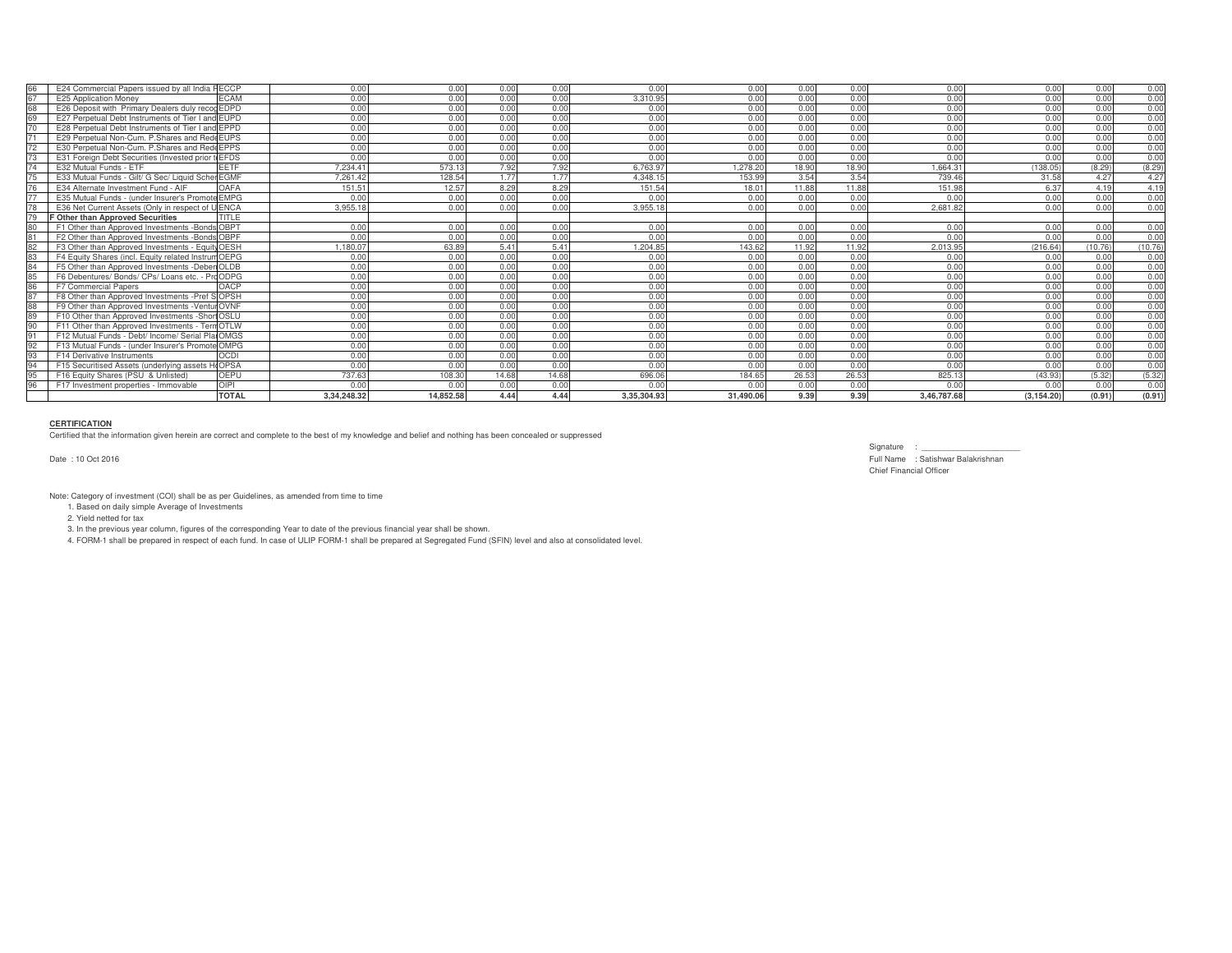| | | | | | | | | | | | | | |
|---|---|---|---|---|---|---|---|---|---|---|---|---|---|
| 66 | E24 Commercial Papers issued by all India F | ECCP | 0.00 | 0.00 | 0.00 | 0.00 | 0.00 | 0.00 | 0.00 | 0.00 | 0.00 | 0.00 | 0.00 | 0.00 |
| 67 | E25 Application Money | ECAM | 0.00 | 0.00 | 0.00 | 0.00 | 3,310.95 | 0.00 | 0.00 | 0.00 | 0.00 | 0.00 | 0.00 | 0.00 |
| 68 | E26 Deposit with Primary Dealers duly recog | EDPD | 0.00 | 0.00 | 0.00 | 0.00 | 0.00 | 0.00 | 0.00 | 0.00 | 0.00 | 0.00 | 0.00 | 0.00 |
| 69 | E27 Perpetual Debt Instruments of Tier I and | EUPD | 0.00 | 0.00 | 0.00 | 0.00 | 0.00 | 0.00 | 0.00 | 0.00 | 0.00 | 0.00 | 0.00 | 0.00 |
| 70 | E28 Perpetual Debt Instruments of Tier I and | EPPD | 0.00 | 0.00 | 0.00 | 0.00 | 0.00 | 0.00 | 0.00 | 0.00 | 0.00 | 0.00 | 0.00 | 0.00 |
| 71 | E29 Perpetual Non-Cum. P.Shares and Rede | EUPS | 0.00 | 0.00 | 0.00 | 0.00 | 0.00 | 0.00 | 0.00 | 0.00 | 0.00 | 0.00 | 0.00 | 0.00 |
| 72 | E30 Perpetual Non-Cum. P.Shares and Rede | EPPS | 0.00 | 0.00 | 0.00 | 0.00 | 0.00 | 0.00 | 0.00 | 0.00 | 0.00 | 0.00 | 0.00 | 0.00 |
| 73 | E31 Foreign Debt Securities (Invested prior to | EFDS | 0.00 | 0.00 | 0.00 | 0.00 | 0.00 | 0.00 | 0.00 | 0.00 | 0.00 | 0.00 | 0.00 | 0.00 |
| 74 | E32 Mutual Funds - ETF | EETF | 7,234.41 | 573.13 | 7.92 | 7.92 | 6,763.97 | 1,278.20 | 18.90 | 18.90 | 1,664.31 | (138.05) | (8.29) | (8.29) |
| 75 | E33 Mutual Funds - Gilt/ G Sec/ Liquid Schen | EGMF | 7,261.42 | 128.54 | 1.77 | 1.77 | 4,348.15 | 153.99 | 3.54 | 3.54 | 739.46 | 31.58 | 4.27 | 4.27 |
| 76 | E34 Alternate Investment Fund - AIF | OAFA | 151.51 | 12.57 | 8.29 | 8.29 | 151.54 | 18.01 | 11.88 | 11.88 | 151.98 | 6.37 | 4.19 | 4.19 |
| 77 | E35 Mutual Funds - (under Insurer's Promote | EMPG | 0.00 | 0.00 | 0.00 | 0.00 | 0.00 | 0.00 | 0.00 | 0.00 | 0.00 | 0.00 | 0.00 | 0.00 |
| 78 | E36 Net Current Assets (Only in respect of U | ENCA | 3,955.18 | 0.00 | 0.00 | 0.00 | 3,955.18 | 0.00 | 0.00 | 0.00 | 2,681.82 | 0.00 | 0.00 | 0.00 |
| 79 | **F Other than Approved Securities** | TITLE | | | | | | | | | | | | |
| 80 | F1 Other than Approved Investments -Bonds | OBPT | 0.00 | 0.00 | 0.00 | 0.00 | 0.00 | 0.00 | 0.00 | 0.00 | 0.00 | 0.00 | 0.00 | 0.00 |
| 81 | F2 Other than Approved Investments -Bonds | OBPF | 0.00 | 0.00 | 0.00 | 0.00 | 0.00 | 0.00 | 0.00 | 0.00 | 0.00 | 0.00 | 0.00 | 0.00 |
| 82 | F3 Other than Approved Investments - Equity | OESH | 1,180.07 | 63.89 | 5.41 | 5.41 | 1,204.85 | 143.62 | 11.92 | 11.92 | 2,013.95 | (216.64) | (10.76) | (10.76) |
| 83 | F4 Equity Shares (incl. Equity related Instrum | OEPG | 0.00 | 0.00 | 0.00 | 0.00 | 0.00 | 0.00 | 0.00 | 0.00 | 0.00 | 0.00 | 0.00 | 0.00 |
| 84 | F5 Other than Approved Investments -Deben | OLDB | 0.00 | 0.00 | 0.00 | 0.00 | 0.00 | 0.00 | 0.00 | 0.00 | 0.00 | 0.00 | 0.00 | 0.00 |
| 85 | F6 Debentures/ Bonds/ CPs/ Loans etc. - Pro | ODPG | 0.00 | 0.00 | 0.00 | 0.00 | 0.00 | 0.00 | 0.00 | 0.00 | 0.00 | 0.00 | 0.00 | 0.00 |
| 86 | F7 Commercial Papers | OACP | 0.00 | 0.00 | 0.00 | 0.00 | 0.00 | 0.00 | 0.00 | 0.00 | 0.00 | 0.00 | 0.00 | 0.00 |
| 87 | F8 Other than Approved Investments -Pref S | OPSH | 0.00 | 0.00 | 0.00 | 0.00 | 0.00 | 0.00 | 0.00 | 0.00 | 0.00 | 0.00 | 0.00 | 0.00 |
| 88 | F9 Other than Approved Investments -Ventur | OVNF | 0.00 | 0.00 | 0.00 | 0.00 | 0.00 | 0.00 | 0.00 | 0.00 | 0.00 | 0.00 | 0.00 | 0.00 |
| 89 | F10 Other than Approved Investments -Short | OSLU | 0.00 | 0.00 | 0.00 | 0.00 | 0.00 | 0.00 | 0.00 | 0.00 | 0.00 | 0.00 | 0.00 | 0.00 |
| 90 | F11 Other than Approved Investments - Term | OTLW | 0.00 | 0.00 | 0.00 | 0.00 | 0.00 | 0.00 | 0.00 | 0.00 | 0.00 | 0.00 | 0.00 | 0.00 |
| 91 | F12 Mutual Funds - Debt/ Income/ Serial Plan | OMGS | 0.00 | 0.00 | 0.00 | 0.00 | 0.00 | 0.00 | 0.00 | 0.00 | 0.00 | 0.00 | 0.00 | 0.00 |
| 92 | F13 Mutual Funds - (under Insurer's Promote | OMPG | 0.00 | 0.00 | 0.00 | 0.00 | 0.00 | 0.00 | 0.00 | 0.00 | 0.00 | 0.00 | 0.00 | 0.00 |
| 93 | F14 Derivative Instruments | OCDI | 0.00 | 0.00 | 0.00 | 0.00 | 0.00 | 0.00 | 0.00 | 0.00 | 0.00 | 0.00 | 0.00 | 0.00 |
| 94 | F15 Securitised Assets (underlying assets Ho | OPSA | 0.00 | 0.00 | 0.00 | 0.00 | 0.00 | 0.00 | 0.00 | 0.00 | 0.00 | 0.00 | 0.00 | 0.00 |
| 95 | F16 Equity Shares (PSU & Unlisted) | OEPU | 737.63 | 108.30 | 14.68 | 14.68 | 696.06 | 184.65 | 26.53 | 26.53 | 825.13 | (43.93) | (5.32) | (5.32) |
| 96 | F17 Investment properties - Immovable | OIPI | 0.00 | 0.00 | 0.00 | 0.00 | 0.00 | 0.00 | 0.00 | 0.00 | 0.00 | 0.00 | 0.00 | 0.00 |
| | | **TOTAL** | **3,34,248.32** | **14,852.58** | **4.44** | **4.44** | **3,35,304.93** | **31,490.06** | **9.39** | **9.39** | **3,46,787.68** | **(3,154.20)** | **(0.91)** | **(0.91)** |

**CERTIFICATION**

Certified that the information given herein are correct and complete to the best of my knowledge and belief and nothing has been concealed or suppressed

Date : 10 Oct 2016

Signature : ______________________

Full Name : Satishwar Balakrishnan

Chief Financial Officer

Note: Category of investment (COI) shall be as per Guidelines, as amended from time to time

1. Based on daily simple Average of Investments
2. Yield netted for tax
3. In the previous year column, figures of the corresponding Year to date of the previous financial year shall be shown.
4. FORM-1 shall be prepared in respect of each fund. In case of ULIP FORM-1 shall be prepared at Segregated Fund (SFIN) level and also at consolidated level.